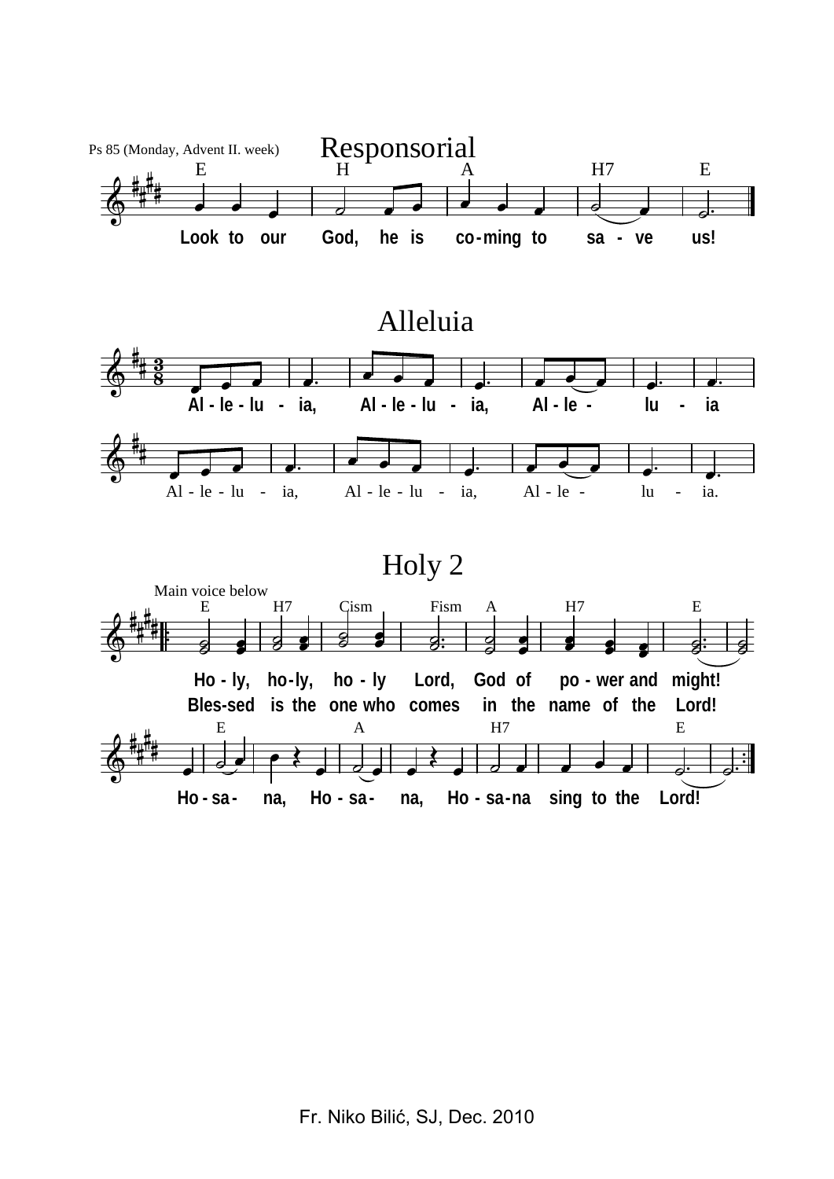# Responsorial

Ps 85 (Monday, Advent II. week)

E H A H7 E

**Look to our God, he is co-ming to sa - ve us!**

# Alleluia

**Al - le - lu - ia, Al - le - lu - ia, Al - le - lu - ia**

Al - le - lu - ia, Al - le - lu - ia, Al - le - lu - ia.

# Holy 2

Main voice below

E H7 Cism Fism A H7 E

**Ho - ly, ho-ly, ho - ly Lord, God of po - wer and might!**

**Bles-sed is the one who comes in the name of the Lord!**

E A H7 E

**Ho - sa - na, Ho - sa - na, Ho - sa-na sing to the Lord!**

Fr. Niko Bilić, SJ, Dec. 2010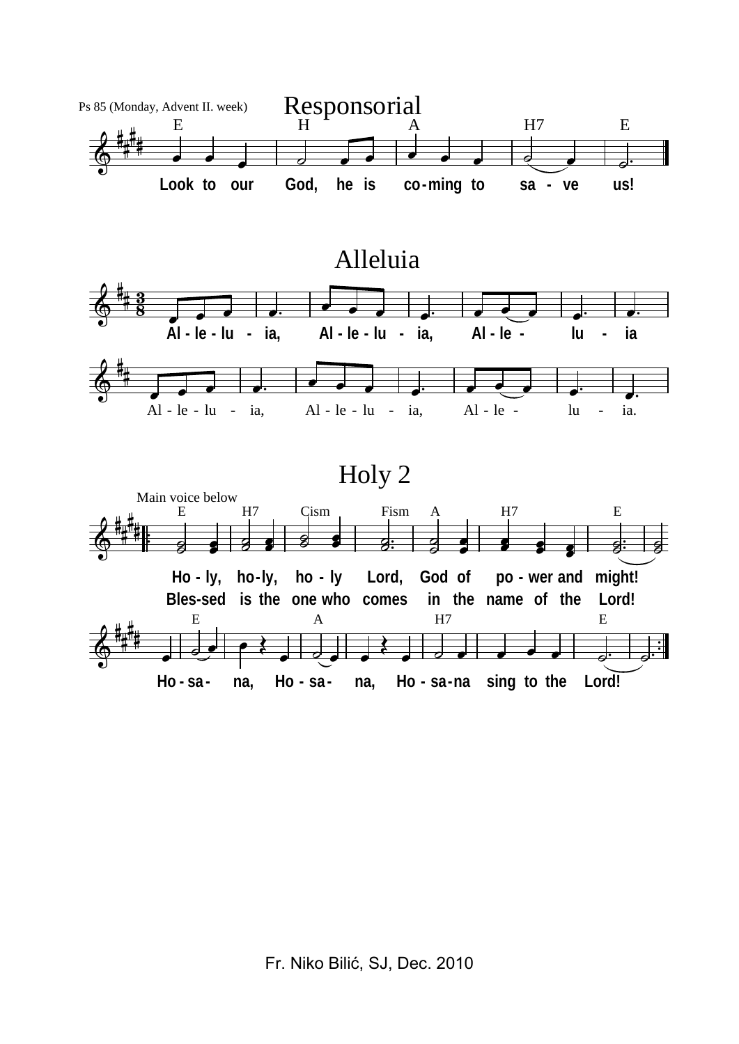Ps 85 (Monday, Advent II. week)

# Responsorial

E H A H7 E

Look to our God, he is co-ming to sa - ve us!

# Alleluia

Al - le - lu - ia, Al - le - lu - ia, Al - le - lu - ia

Al - le - lu - ia, Al - le - lu - ia, Al - le - lu - ia.

# Holy 2

Main voice below

E H7 Cism Fism A H7 E

Ho - ly, ho-ly, ho - ly Lord, God of po - wer and might!

Bles-sed is the one who comes in the name of the Lord!

E A H7 E

Ho - sa - na, Ho - sa - na, Ho - sa-na sing to the Lord!

Fr. Niko Bilić, SJ, Dec. 2010